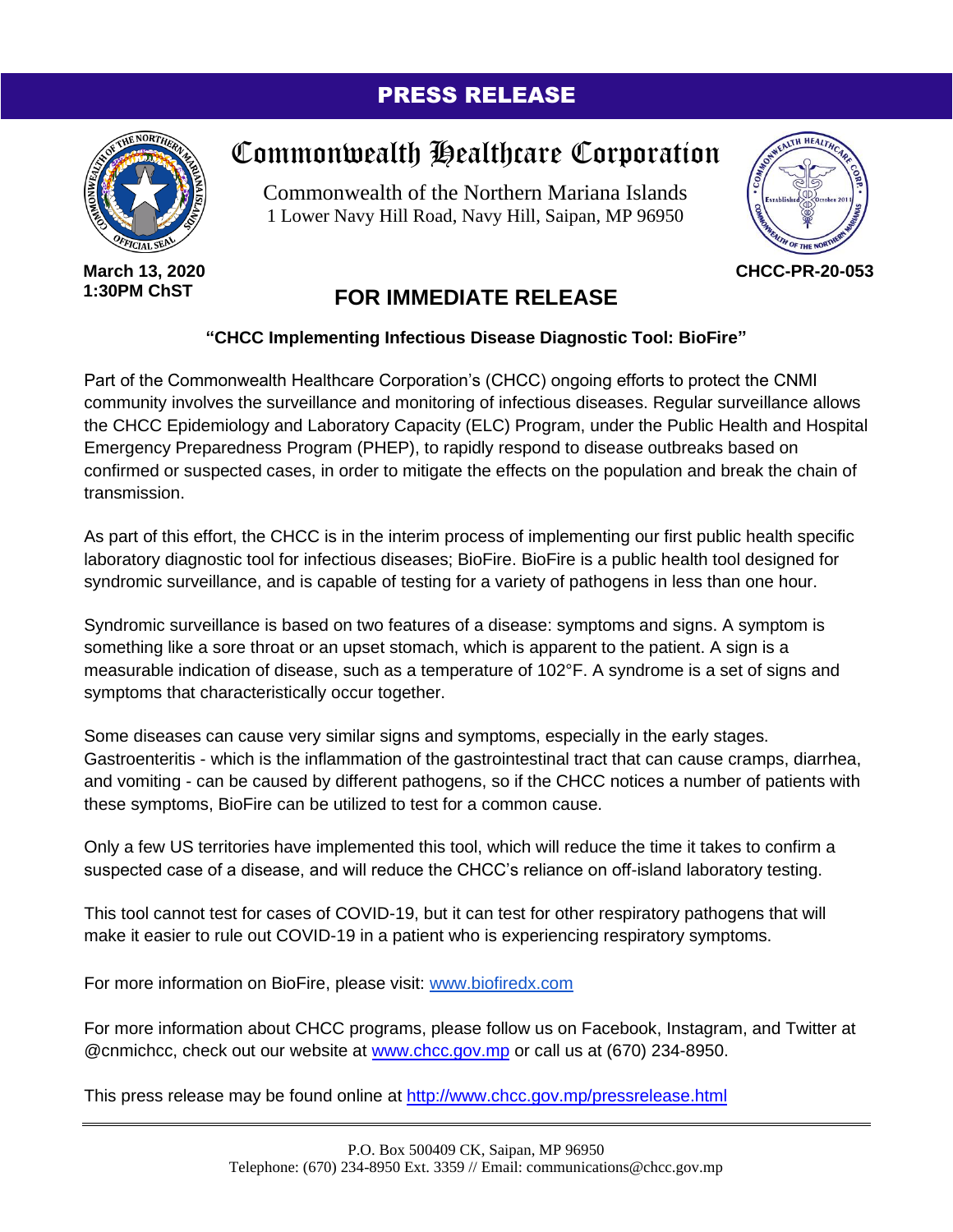# PRESS RELEASE

## Commonwealth Healthcare Corporation

Commonwealth of the Northern Mariana Islands
1 Lower Navy Hill Road, Navy Hill, Saipan, MP 96950

**March 13, 2020**
**1:30PM ChST**

**CHCC-PR-20-053**

## FOR IMMEDIATE RELEASE

**"CHCC Implementing Infectious Disease Diagnostic Tool: BioFire"**

Part of the Commonwealth Healthcare Corporation's (CHCC) ongoing efforts to protect the CNMI community involves the surveillance and monitoring of infectious diseases. Regular surveillance allows the CHCC Epidemiology and Laboratory Capacity (ELC) Program, under the Public Health and Hospital Emergency Preparedness Program (PHEP), to rapidly respond to disease outbreaks based on confirmed or suspected cases, in order to mitigate the effects on the population and break the chain of transmission.

As part of this effort, the CHCC is in the interim process of implementing our first public health specific laboratory diagnostic tool for infectious diseases; BioFire. BioFire is a public health tool designed for syndromic surveillance, and is capable of testing for a variety of pathogens in less than one hour.

Syndromic surveillance is based on two features of a disease: symptoms and signs. A symptom is something like a sore throat or an upset stomach, which is apparent to the patient. A sign is a measurable indication of disease, such as a temperature of 102°F. A syndrome is a set of signs and symptoms that characteristically occur together.

Some diseases can cause very similar signs and symptoms, especially in the early stages. Gastroenteritis - which is the inflammation of the gastrointestinal tract that can cause cramps, diarrhea, and vomiting - can be caused by different pathogens, so if the CHCC notices a number of patients with these symptoms, BioFire can be utilized to test for a common cause.

Only a few US territories have implemented this tool, which will reduce the time it takes to confirm a suspected case of a disease, and will reduce the CHCC's reliance on off-island laboratory testing.

This tool cannot test for cases of COVID-19, but it can test for other respiratory pathogens that will make it easier to rule out COVID-19 in a patient who is experiencing respiratory symptoms.

For more information on BioFire, please visit: [www.biofiredx.com](http://www.biofiredx.com)

For more information about CHCC programs, please follow us on Facebook, Instagram, and Twitter at @cnmichcc, check out our website at [www.chcc.gov.mp](http://www.chcc.gov.mp) or call us at (670) 234-8950.

This press release may be found online at [http://www.chcc.gov.mp/pressrelease.html](http://www.chcc.gov.mp/pressrelease.html)

---

P.O. Box 500409 CK, Saipan, MP 96950
Telephone: (670) 234-8950 Ext. 3359 // Email: communications@chcc.gov.mp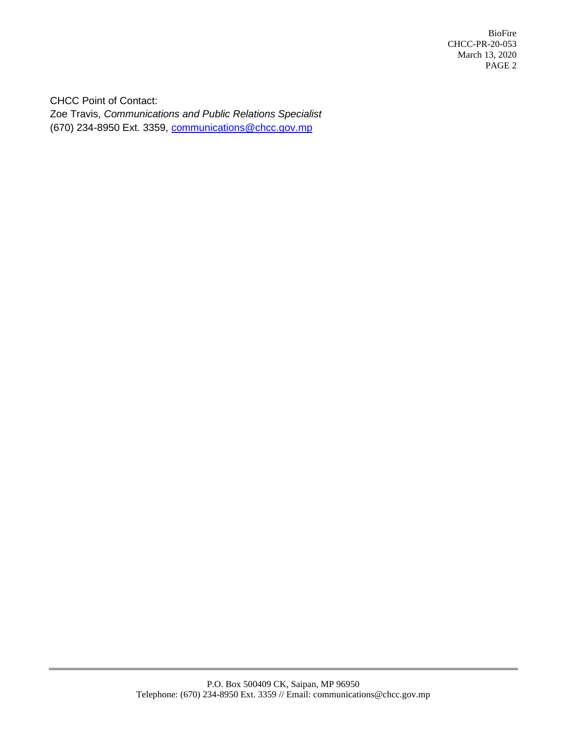CHCC Point of Contact:
Zoe Travis, *Communications and Public Relations Specialist*
(670) 234-8950 Ext. 3359, communications@chcc.gov.mp